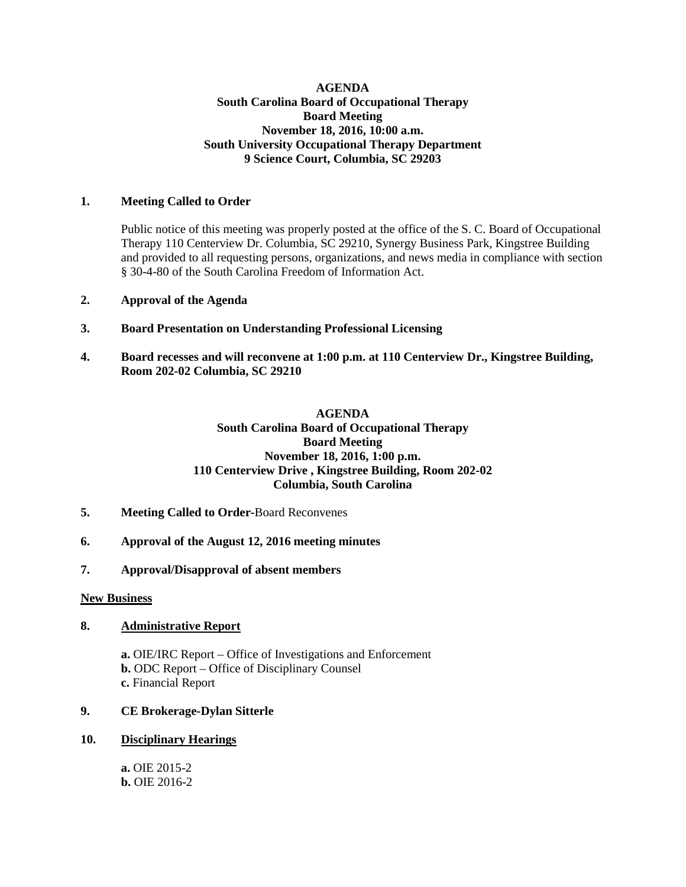**AGENDA**
**South Carolina Board of Occupational Therapy**
**Board Meeting**
**November 18, 2016, 10:00 a.m.**
**South University Occupational Therapy Department**
**9 Science Court, Columbia, SC 29203**

**1. Meeting Called to Order**

Public notice of this meeting was properly posted at the office of the S. C. Board of Occupational Therapy 110 Centerview Dr. Columbia, SC 29210, Synergy Business Park, Kingstree Building and provided to all requesting persons, organizations, and news media in compliance with section § 30-4-80 of the South Carolina Freedom of Information Act.

**2. Approval of the Agenda**

**3. Board Presentation on Understanding Professional Licensing**

**4. Board recesses and will reconvene at 1:00 p.m. at 110 Centerview Dr., Kingstree Building, Room 202-02 Columbia, SC 29210**

**AGENDA**
**South Carolina Board of Occupational Therapy**
**Board Meeting**
**November 18, 2016, 1:00 p.m.**
**110 Centerview Drive , Kingstree Building, Room 202-02**
**Columbia, South Carolina**

**5. Meeting Called to Order-**Board Reconvenes

**6. Approval of the August 12, 2016 meeting minutes**

**7. Approval/Disapproval of absent members**

**New Business**

**8. Administrative Report**

**a.** OIE/IRC Report – Office of Investigations and Enforcement
**b.** ODC Report – Office of Disciplinary Counsel
**c.** Financial Report

**9. CE Brokerage-Dylan Sitterle**

**10. Disciplinary Hearings**

**a.** OIE 2015-2
**b.** OIE 2016-2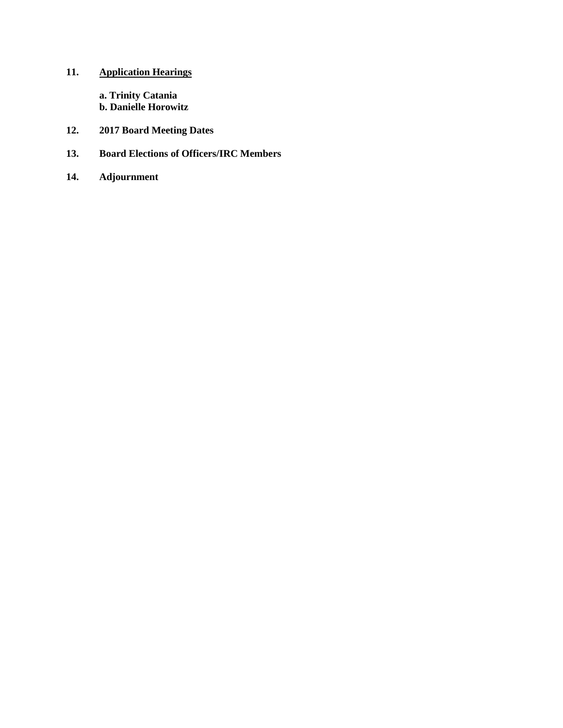**11. <u>Application Hearings</u>**

**a. Trinity Catania**
**b. Danielle Horowitz**

**12. 2017 Board Meeting Dates**

**13. Board Elections of Officers/IRC Members**

**14. Adjournment**